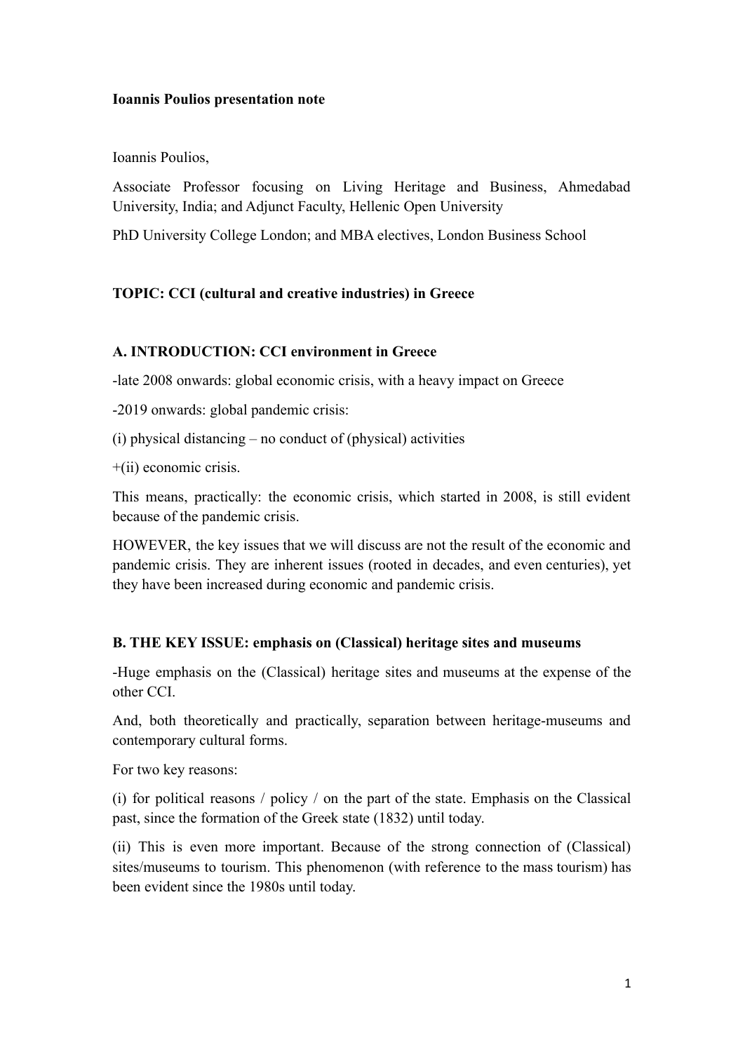**Ioannis Poulios presentation note**

Ioannis Poulios,

Associate Professor focusing on Living Heritage and Business, Ahmedabad University, India; and Adjunct Faculty, Hellenic Open University

PhD University College London; and MBA electives, London Business School

**TOPIC: CCI (cultural and creative industries) in Greece**

**A. INTRODUCTION: CCI environment in Greece**

-late 2008 onwards: global economic crisis, with a heavy impact on Greece

-2019 onwards: global pandemic crisis:

(i) physical distancing – no conduct of (physical) activities

+(ii) economic crisis.

This means, practically: the economic crisis, which started in 2008, is still evident because of the pandemic crisis.

HOWEVER, the key issues that we will discuss are not the result of the economic and pandemic crisis. They are inherent issues (rooted in decades, and even centuries), yet they have been increased during economic and pandemic crisis.

**B. THE KEY ISSUE: emphasis on (Classical) heritage sites and museums**

-Huge emphasis on the (Classical) heritage sites and museums at the expense of the other CCI.

And, both theoretically and practically, separation between heritage-museums and contemporary cultural forms.

For two key reasons:

(i) for political reasons / policy / on the part of the state. Emphasis on the Classical past, since the formation of the Greek state (1832) until today.

(ii) This is even more important. Because of the strong connection of (Classical) sites/museums to tourism. This phenomenon (with reference to the mass tourism) has been evident since the 1980s until today.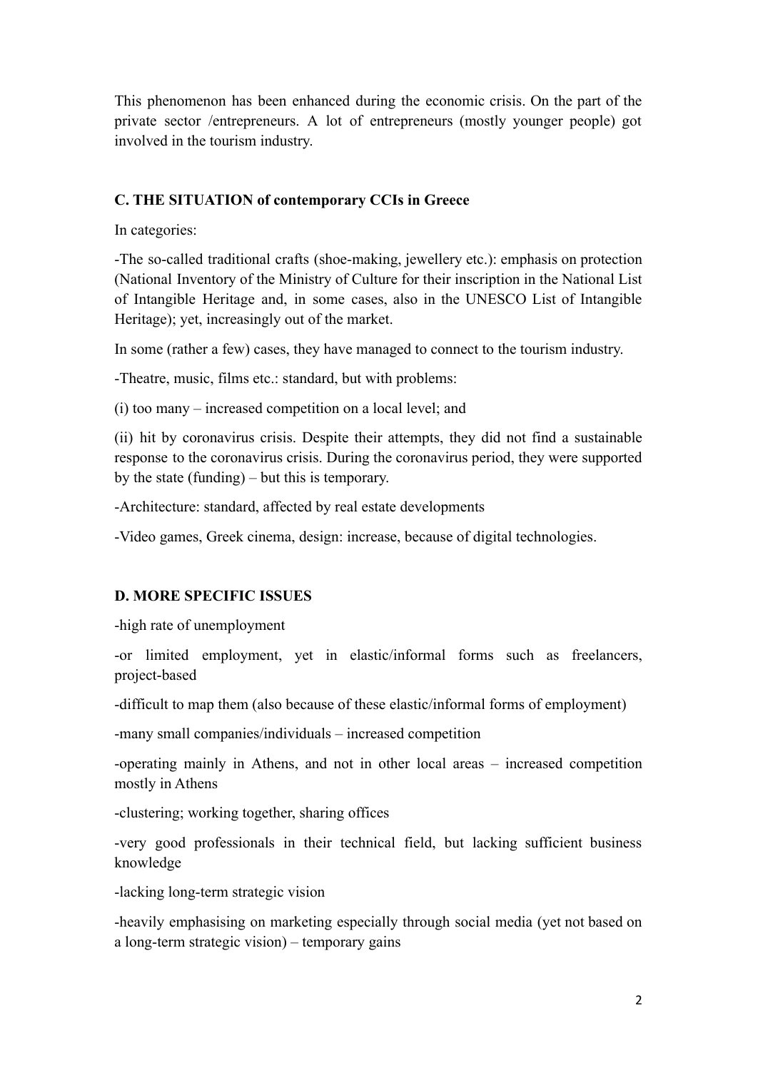This phenomenon has been enhanced during the economic crisis. On the part of the private sector /entrepreneurs. A lot of entrepreneurs (mostly younger people) got involved in the tourism industry.

## C. THE SITUATION of contemporary CCIs in Greece

In categories:

-The so-called traditional crafts (shoe-making, jewellery etc.): emphasis on protection (National Inventory of the Ministry of Culture for their inscription in the National List of Intangible Heritage and, in some cases, also in the UNESCO List of Intangible Heritage); yet, increasingly out of the market.

In some (rather a few) cases, they have managed to connect to the tourism industry.

-Theatre, music, films etc.: standard, but with problems:

(i) too many – increased competition on a local level; and

(ii) hit by coronavirus crisis. Despite their attempts, they did not find a sustainable response to the coronavirus crisis. During the coronavirus period, they were supported by the state (funding) – but this is temporary.

-Architecture: standard, affected by real estate developments

-Video games, Greek cinema, design: increase, because of digital technologies.

## D. MORE SPECIFIC ISSUES

-high rate of unemployment

-or limited employment, yet in elastic/informal forms such as freelancers, project-based

-difficult to map them (also because of these elastic/informal forms of employment)

-many small companies/individuals – increased competition

-operating mainly in Athens, and not in other local areas – increased competition mostly in Athens

-clustering; working together, sharing offices

-very good professionals in their technical field, but lacking sufficient business knowledge

-lacking long-term strategic vision

-heavily emphasising on marketing especially through social media (yet not based on a long-term strategic vision) – temporary gains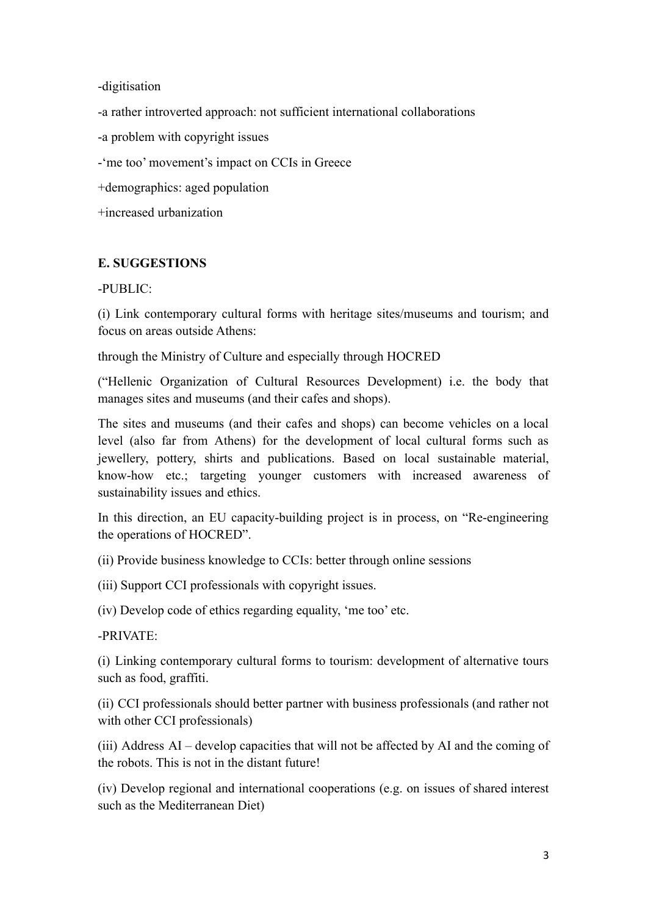-digitisation

-a rather introverted approach: not sufficient international collaborations

-a problem with copyright issues

-'me too' movement's impact on CCIs in Greece

+demographics: aged population

+increased urbanization

**E. SUGGESTIONS**

-PUBLIC:

(i) Link contemporary cultural forms with heritage sites/museums and tourism; and focus on areas outside Athens:

through the Ministry of Culture and especially through HOCRED

("Hellenic Organization of Cultural Resources Development) i.e. the body that manages sites and museums (and their cafes and shops).

The sites and museums (and their cafes and shops) can become vehicles on a local level (also far from Athens) for the development of local cultural forms such as jewellery, pottery, shirts and publications. Based on local sustainable material, know-how etc.; targeting younger customers with increased awareness of sustainability issues and ethics.

In this direction, an EU capacity-building project is in process, on "Re-engineering the operations of HOCRED".

(ii) Provide business knowledge to CCIs: better through online sessions

(iii) Support CCI professionals with copyright issues.

(iv) Develop code of ethics regarding equality, 'me too' etc.

-PRIVATE:

(i) Linking contemporary cultural forms to tourism: development of alternative tours such as food, graffiti.

(ii) CCI professionals should better partner with business professionals (and rather not with other CCI professionals)

(iii) Address AI – develop capacities that will not be affected by AI and the coming of the robots. This is not in the distant future!

(iv) Develop regional and international cooperations (e.g. on issues of shared interest such as the Mediterranean Diet)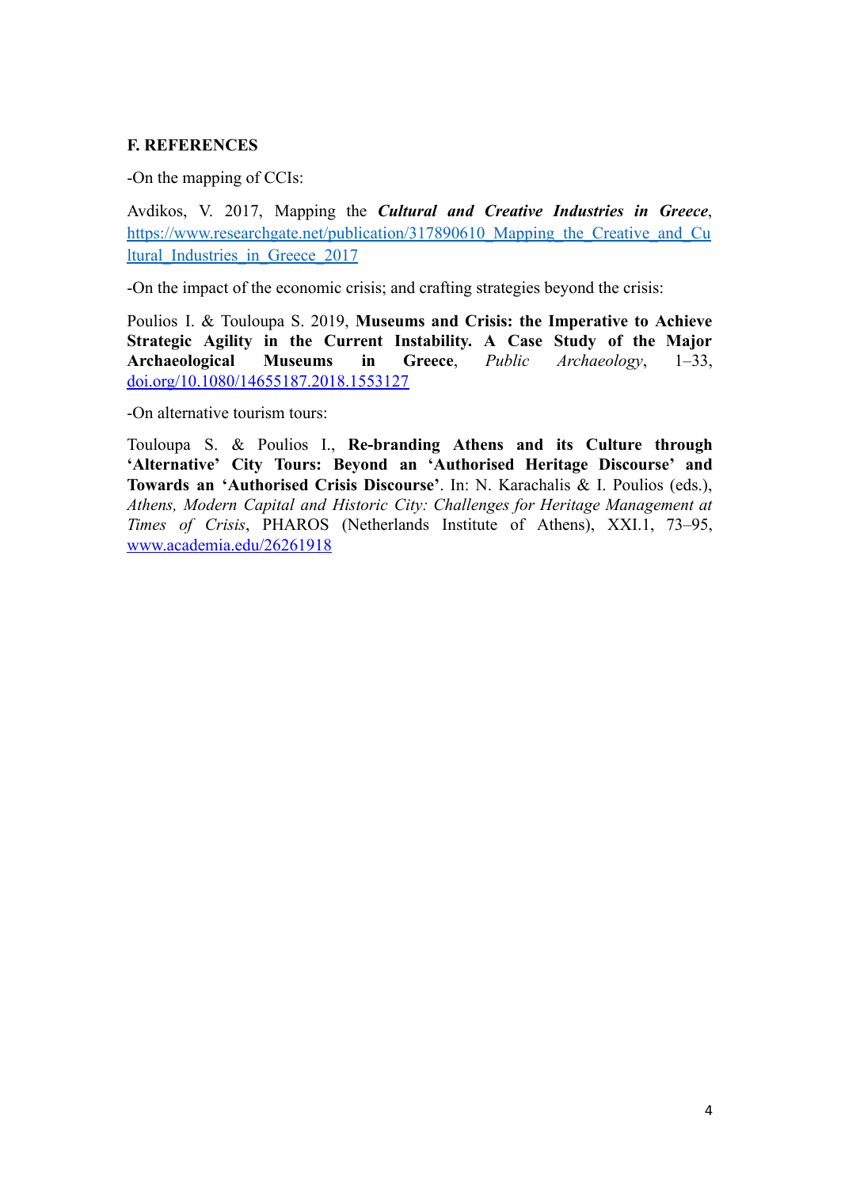### F. REFERENCES

-On the mapping of CCIs:

Avdikos, V. 2017, Mapping the ***Cultural and Creative Industries in Greece***, https://www.researchgate.net/publication/317890610_Mapping_the_Creative_and_Cultural_Industries_in_Greece_2017

-On the impact of the economic crisis; and crafting strategies beyond the crisis:

Poulios I. & Touloupa S. 2019, **Museums and Crisis: the Imperative to Achieve Strategic Agility in the Current Instability. A Case Study of the Major Archaeological Museums in Greece**, *Public Archaeology*, 1–33, doi.org/10.1080/14655187.2018.1553127

-On alternative tourism tours:

Touloupa S. & Poulios I., **Re-branding Athens and its Culture through 'Alternative' City Tours: Beyond an 'Authorised Heritage Discourse' and Towards an 'Authorised Crisis Discourse'**. In: N. Karachalis & I. Poulios (eds.), *Athens, Modern Capital and Historic City: Challenges for Heritage Management at Times of Crisis*, PHAROS (Netherlands Institute of Athens), XXI.1, 73–95, www.academia.edu/26261918